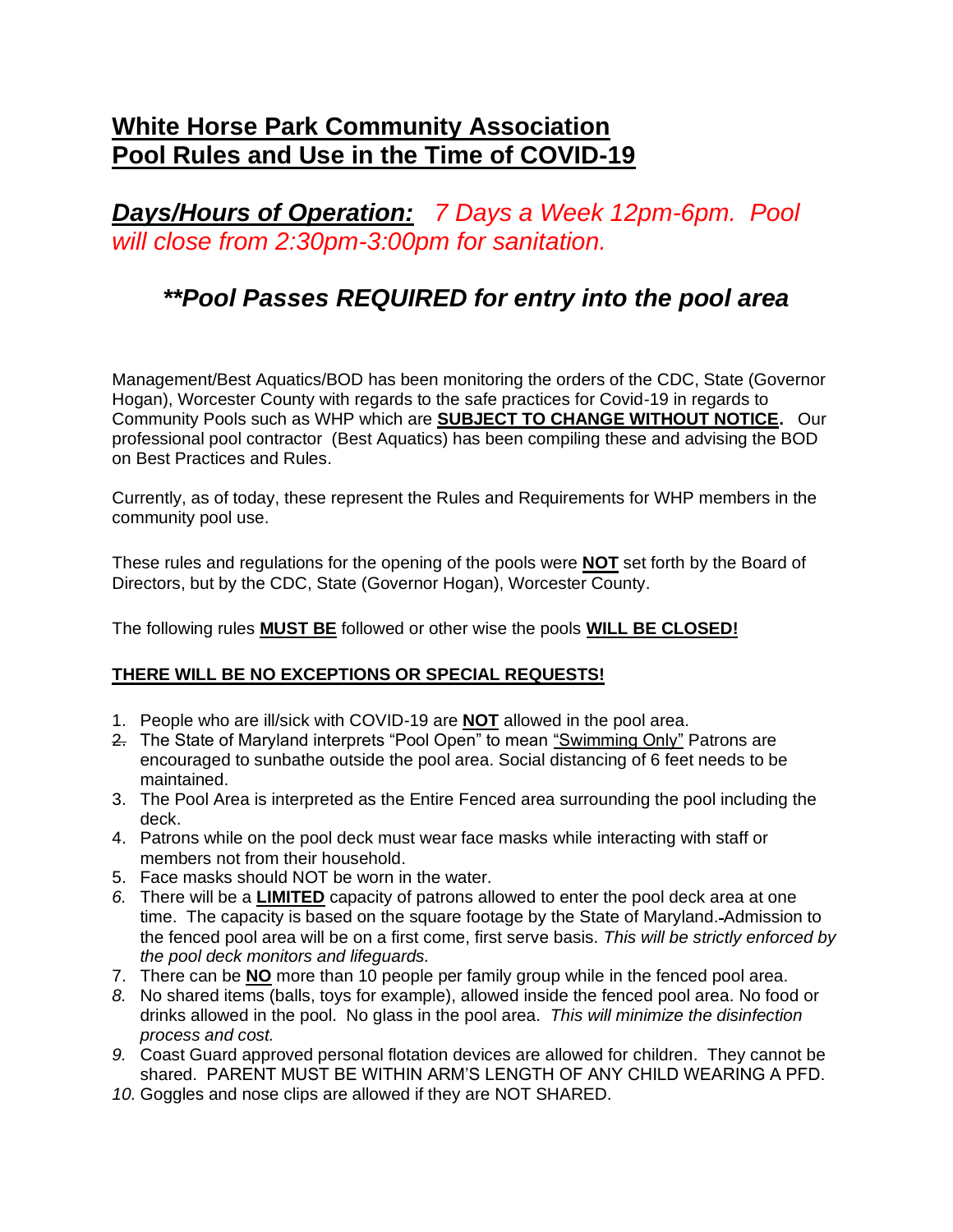# White Horse Park Community Association
# Pool Rules and Use in the Time of COVID-19

## ***Days/Hours of Operation:*** *7 Days a Week 12pm-6pm. Pool will close from 2:30pm-3:00pm for sanitation.*

## *\*\*Pool Passes REQUIRED for entry into the pool area*

Management/Best Aquatics/BOD has been monitoring the orders of the CDC, State (Governor Hogan), Worcester County with regards to the safe practices for Covid-19 in regards to Community Pools such as WHP which are **SUBJECT TO CHANGE WITHOUT NOTICE.** Our professional pool contractor (Best Aquatics) has been compiling these and advising the BOD on Best Practices and Rules.

Currently, as of today, these represent the Rules and Requirements for WHP members in the community pool use.

These rules and regulations for the opening of the pools were **NOT** set forth by the Board of Directors, but by the CDC, State (Governor Hogan), Worcester County.

The following rules **MUST BE** followed or other wise the pools **WILL BE CLOSED!**

**THERE WILL BE NO EXCEPTIONS OR SPECIAL REQUESTS!**

1. People who are ill/sick with COVID-19 are **NOT** allowed in the pool area.
2. The State of Maryland interprets "Pool Open" to mean "Swimming Only" Patrons are encouraged to sunbathe outside the pool area. Social distancing of 6 feet needs to be maintained.
3. The Pool Area is interpreted as the Entire Fenced area surrounding the pool including the deck.
4. Patrons while on the pool deck must wear face masks while interacting with staff or members not from their household.
5. Face masks should NOT be worn in the water.
6. There will be a **LIMITED** capacity of patrons allowed to enter the pool deck area at one time. The capacity is based on the square footage by the State of Maryland. Admission to the fenced pool area will be on a first come, first serve basis. *This will be strictly enforced by the pool deck monitors and lifeguards.*
7. There can be **NO** more than 10 people per family group while in the fenced pool area.
8. No shared items (balls, toys for example), allowed inside the fenced pool area. No food or drinks allowed in the pool. No glass in the pool area. *This will minimize the disinfection process and cost.*
9. Coast Guard approved personal flotation devices are allowed for children. They cannot be shared. PARENT MUST BE WITHIN ARM'S LENGTH OF ANY CHILD WEARING A PFD.
10. Goggles and nose clips are allowed if they are NOT SHARED.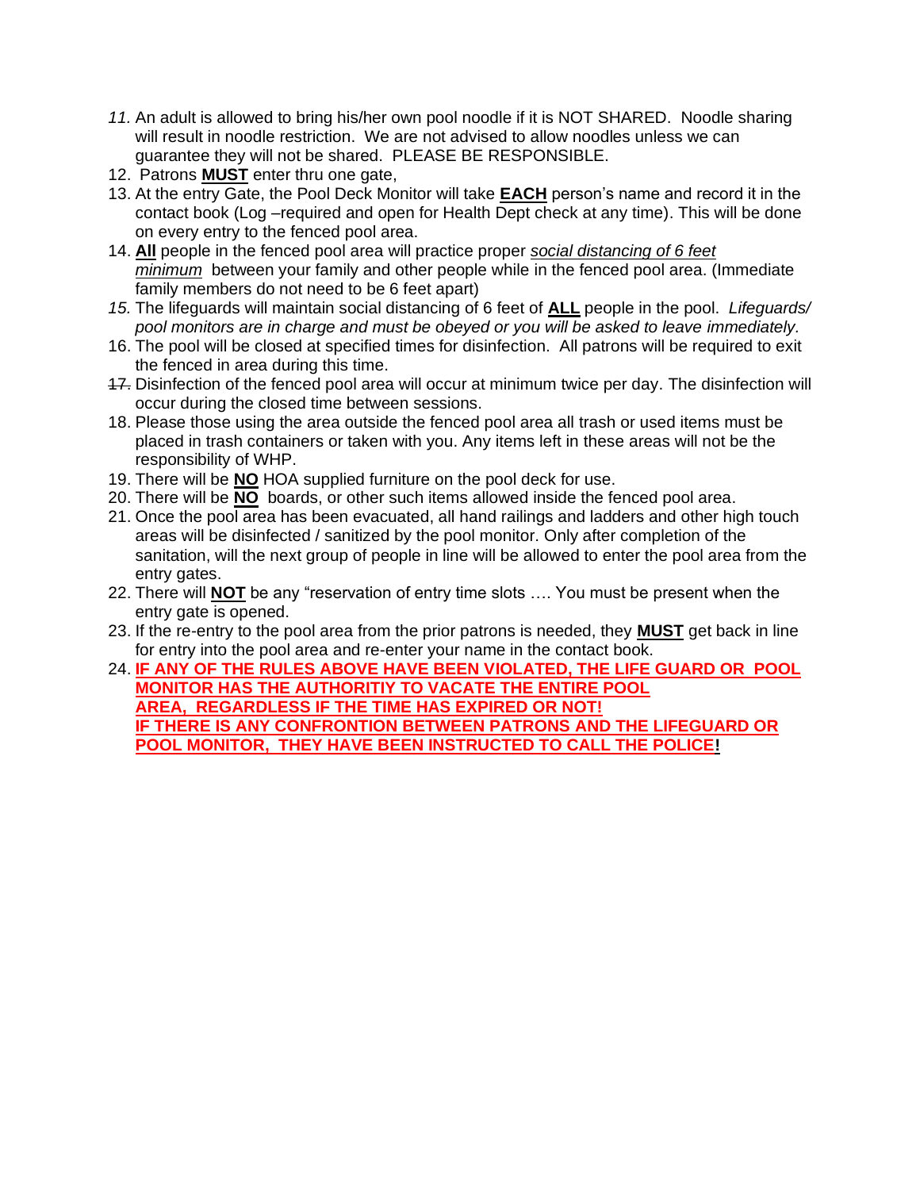11. An adult is allowed to bring his/her own pool noodle if it is NOT SHARED. Noodle sharing will result in noodle restriction. We are not advised to allow noodles unless we can guarantee they will not be shared. PLEASE BE RESPONSIBLE.
12. Patrons **MUST** enter thru one gate,
13. At the entry Gate, the Pool Deck Monitor will take **EACH** person's name and record it in the contact book (Log –required and open for Health Dept check at any time). This will be done on every entry to the fenced pool area.
14. **All** people in the fenced pool area will practice proper *social distancing of 6 feet minimum* between your family and other people while in the fenced pool area. (Immediate family members do not need to be 6 feet apart)
15. The lifeguards will maintain social distancing of 6 feet of **ALL** people in the pool. *Lifeguards/ pool monitors are in charge and must be obeyed or you will be asked to leave immediately.*
16. The pool will be closed at specified times for disinfection. All patrons will be required to exit the fenced in area during this time.
17. Disinfection of the fenced pool area will occur at minimum twice per day. The disinfection will occur during the closed time between sessions.
18. Please those using the area outside the fenced pool area all trash or used items must be placed in trash containers or taken with you. Any items left in these areas will not be the responsibility of WHP.
19. There will be **NO** HOA supplied furniture on the pool deck for use.
20. There will be **NO** boards, or other such items allowed inside the fenced pool area.
21. Once the pool area has been evacuated, all hand railings and ladders and other high touch areas will be disinfected / sanitized by the pool monitor. Only after completion of the sanitation, will the next group of people in line will be allowed to enter the pool area from the entry gates.
22. There will **NOT** be any "reservation of entry time slots …. You must be present when the entry gate is opened.
23. If the re-entry to the pool area from the prior patrons is needed, they **MUST** get back in line for entry into the pool area and re-enter your name in the contact book.
24. **IF ANY OF THE RULES ABOVE HAVE BEEN VIOLATED, THE LIFE GUARD OR POOL MONITOR HAS THE AUTHORITIY TO VACATE THE ENTIRE POOL AREA, REGARDLESS IF THE TIME HAS EXPIRED OR NOT!**
    **IF THERE IS ANY CONFRONTION BETWEEN PATRONS AND THE LIFEGUARD OR POOL MONITOR, THEY HAVE BEEN INSTRUCTED TO CALL THE POLICE!**